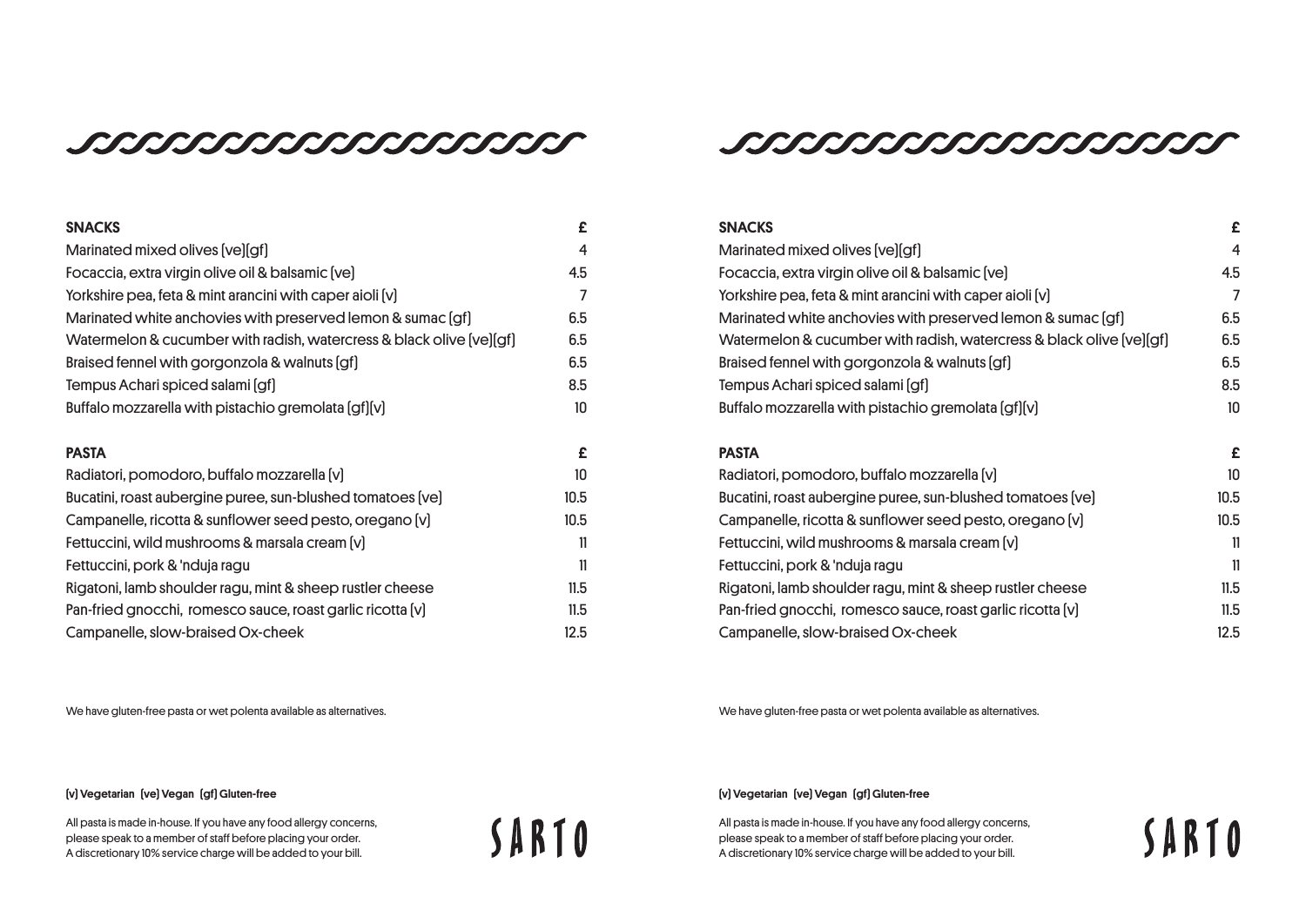| SNACKS | £ |
|---|---|
| Marinated mixed olives [ve][gf] | 4 |
| Focaccia, extra virgin olive oil & balsamic [ve] | 4.5 |
| Yorkshire pea, feta & mint arancini with caper aioli [v] | 7 |
| Marinated white anchovies with preserved lemon & sumac [gf] | 6.5 |
| Watermelon & cucumber with radish, watercress & black olive [ve][gf] | 6.5 |
| Braised fennel with gorgonzola & walnuts [gf] | 6.5 |
| Tempus Achari spiced salami [gf] | 8.5 |
| Buffalo mozzarella with pistachio gremolata [gf][v] | 10 |

| PASTA | £ |
|---|---|
| Radiatori, pomodoro, buffalo mozzarella [v] | 10 |
| Bucatini, roast aubergine puree, sun-blushed tomatoes [ve] | 10.5 |
| Campanelle, ricotta & sunflower seed pesto, oregano [v] | 10.5 |
| Fettuccini, wild mushrooms & marsala cream [v] | 11 |
| Fettuccini, pork & 'nduja ragu | 11 |
| Rigatoni, lamb shoulder ragu, mint & sheep rustler cheese | 11.5 |
| Pan-fried gnocchi, romesco sauce, roast garlic ricotta [v] | 11.5 |
| Campanelle, slow-braised Ox-cheek | 12.5 |

We have gluten-free pasta or wet polenta available as alternatives.

**[v] Vegetarian [ve] Vegan [gf] Gluten-free**

All pasta is made in-house. If you have any food allergy concerns, please speak to a member of staff before placing your order.
A discretionary 10% service charge will be added to your bill.

SARTO

| SNACKS | £ |
|---|---|
| Marinated mixed olives [ve][gf] | 4 |
| Focaccia, extra virgin olive oil & balsamic [ve] | 4.5 |
| Yorkshire pea, feta & mint arancini with caper aioli [v] | 7 |
| Marinated white anchovies with preserved lemon & sumac [gf] | 6.5 |
| Watermelon & cucumber with radish, watercress & black olive [ve][gf] | 6.5 |
| Braised fennel with gorgonzola & walnuts [gf] | 6.5 |
| Tempus Achari spiced salami [gf] | 8.5 |
| Buffalo mozzarella with pistachio gremolata [gf][v] | 10 |

| PASTA | £ |
|---|---|
| Radiatori, pomodoro, buffalo mozzarella [v] | 10 |
| Bucatini, roast aubergine puree, sun-blushed tomatoes [ve] | 10.5 |
| Campanelle, ricotta & sunflower seed pesto, oregano [v] | 10.5 |
| Fettuccini, wild mushrooms & marsala cream [v] | 11 |
| Fettuccini, pork & 'nduja ragu | 11 |
| Rigatoni, lamb shoulder ragu, mint & sheep rustler cheese | 11.5 |
| Pan-fried gnocchi, romesco sauce, roast garlic ricotta [v] | 11.5 |
| Campanelle, slow-braised Ox-cheek | 12.5 |

We have gluten-free pasta or wet polenta available as alternatives.

**[v] Vegetarian [ve] Vegan [gf] Gluten-free**

All pasta is made in-house. If you have any food allergy concerns, please speak to a member of staff before placing your order.
A discretionary 10% service charge will be added to your bill.

SARTO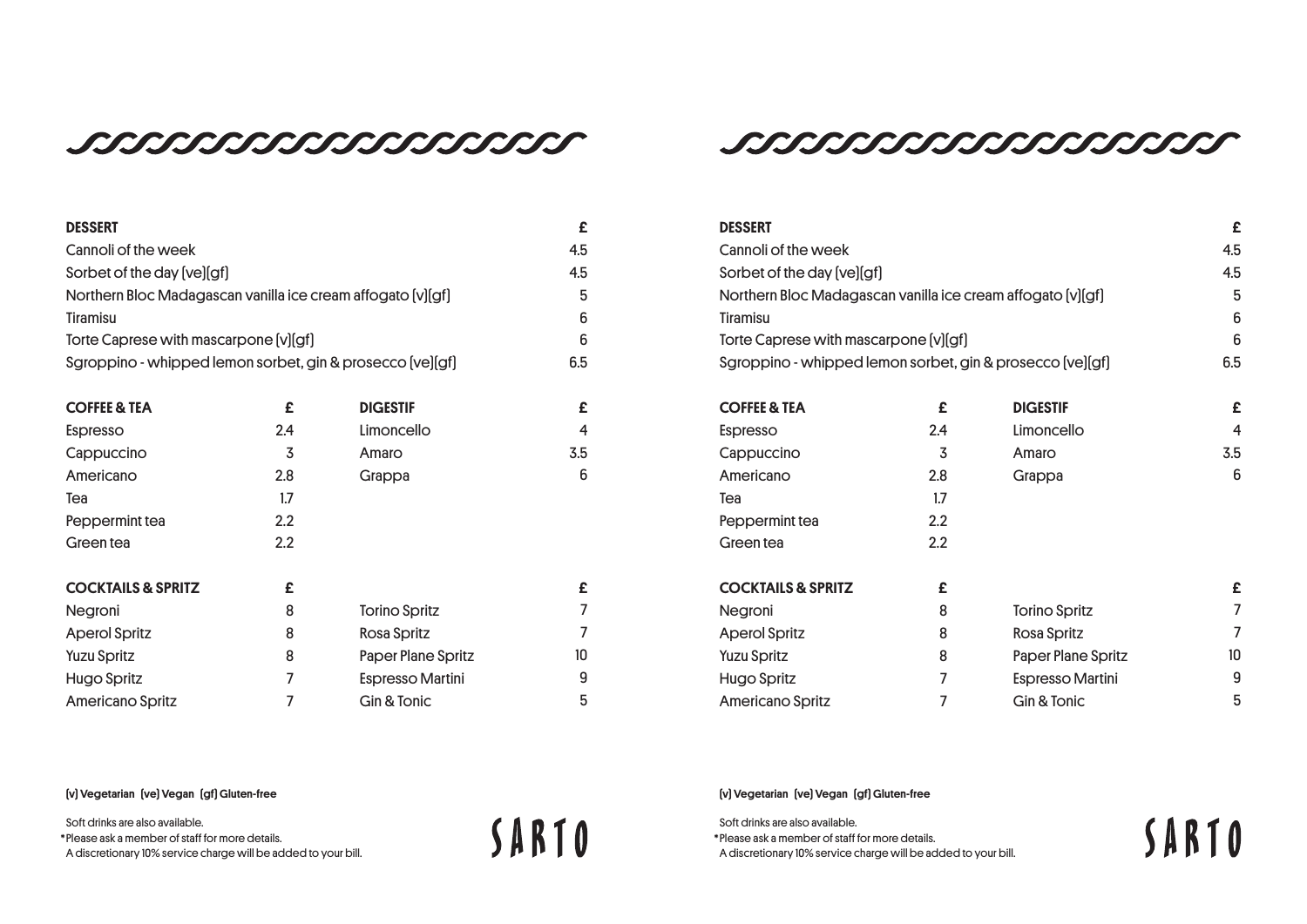| DESSERT | £ |
|---|---|
| Cannoli of the week | 4.5 |
| Sorbet of the day [ve][gf] | 4.5 |
| Northern Bloc Madagascan vanilla ice cream affogato [v][gf] | 5 |
| Tiramisu | 6 |
| Torte Caprese with mascarpone [v][gf] | 6 |
| Sgroppino - whipped lemon sorbet, gin & prosecco [ve][gf] | 6.5 |

| COFFEE & TEA | £ | DIGESTIF | £ |
|---|---|---|---|
| Espresso | 2.4 | Limoncello | 4 |
| Cappuccino | 3 | Amaro | 3.5 |
| Americano | 2.8 | Grappa | 6 |
| Tea | 1.7 | | |
| Peppermint tea | 2.2 | | |
| Green tea | 2.2 | | |

| COCKTAILS & SPRITZ | £ | | £ |
|---|---|---|---|
| Negroni | 8 | Torino Spritz | 7 |
| Aperol Spritz | 8 | Rosa Spritz | 7 |
| Yuzu Spritz | 8 | Paper Plane Spritz | 10 |
| Hugo Spritz | 7 | Espresso Martini | 9 |
| Americano Spritz | 7 | Gin & Tonic | 5 |

**[v] Vegetarian [ve] Vegan [gf] Gluten-free**

Soft drinks are also available.
*Please ask a member of staff for more details.
A discretionary 10% service charge will be added to your bill.

SARTO

| DESSERT | £ |
|---|---|
| Cannoli of the week | 4.5 |
| Sorbet of the day [ve][gf] | 4.5 |
| Northern Bloc Madagascan vanilla ice cream affogato [v][gf] | 5 |
| Tiramisu | 6 |
| Torte Caprese with mascarpone [v][gf] | 6 |
| Sgroppino - whipped lemon sorbet, gin & prosecco [ve][gf] | 6.5 |

| COFFEE & TEA | £ | DIGESTIF | £ |
|---|---|---|---|
| Espresso | 2.4 | Limoncello | 4 |
| Cappuccino | 3 | Amaro | 3.5 |
| Americano | 2.8 | Grappa | 6 |
| Tea | 1.7 | | |
| Peppermint tea | 2.2 | | |
| Green tea | 2.2 | | |

| COCKTAILS & SPRITZ | £ | | £ |
|---|---|---|---|
| Negroni | 8 | Torino Spritz | 7 |
| Aperol Spritz | 8 | Rosa Spritz | 7 |
| Yuzu Spritz | 8 | Paper Plane Spritz | 10 |
| Hugo Spritz | 7 | Espresso Martini | 9 |
| Americano Spritz | 7 | Gin & Tonic | 5 |

**[v] Vegetarian [ve] Vegan [gf] Gluten-free**

Soft drinks are also available.
*Please ask a member of staff for more details.
A discretionary 10% service charge will be added to your bill.

SARTO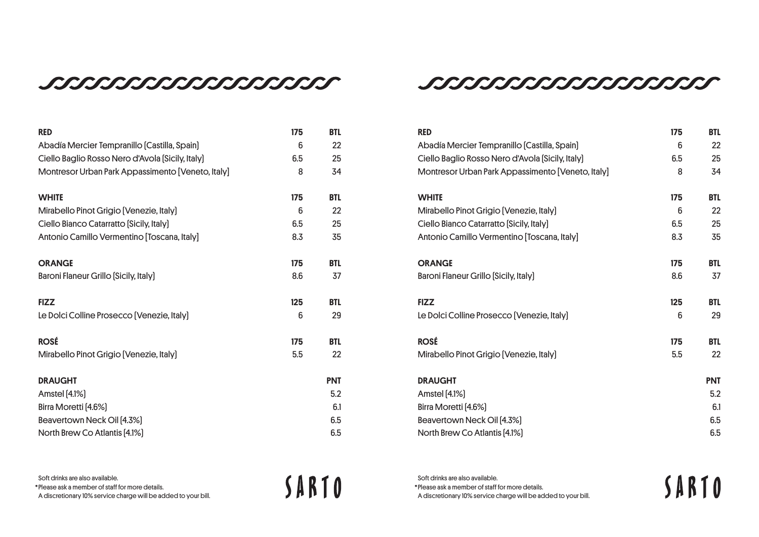| RED | 175 | BTL |
|---|---|---|
| Abadía Mercier Tempranillo [Castilla, Spain] | 6 | 22 |
| Ciello Baglio Rosso Nero d'Avola [Sicily, Italy] | 6.5 | 25 |
| Montresor Urban Park Appassimento [Veneto, Italy] | 8 | 34 |

| WHITE | 175 | BTL |
|---|---|---|
| Mirabello Pinot Grigio [Venezie, Italy] | 6 | 22 |
| Ciello Bianco Catarratto [Sicily, Italy] | 6.5 | 25 |
| Antonio Camillo Vermentino [Toscana, Italy] | 8.3 | 35 |

| ORANGE | 175 | BTL |
|---|---|---|
| Baroni Flaneur Grillo [Sicily, Italy] | 8.6 | 37 |

| FIZZ | 125 | BTL |
|---|---|---|
| Le Dolci Colline Prosecco [Venezie, Italy] | 6 | 29 |

| ROSÉ | 175 | BTL |
|---|---|---|
| Mirabello Pinot Grigio [Venezie, Italy] | 5.5 | 22 |

| DRAUGHT | | PNT |
|---|---|---|
| Amstel [4.1%] | | 5.2 |
| Birra Moretti [4.6%] | | 6.1 |
| Beavertown Neck Oil [4.3%] | | 6.5 |
| North Brew Co Atlantis [4.1%] | | 6.5 |

Soft drinks are also available.
*Please ask a member of staff for more details.
A discretionary 10% service charge will be added to your bill.

SARTO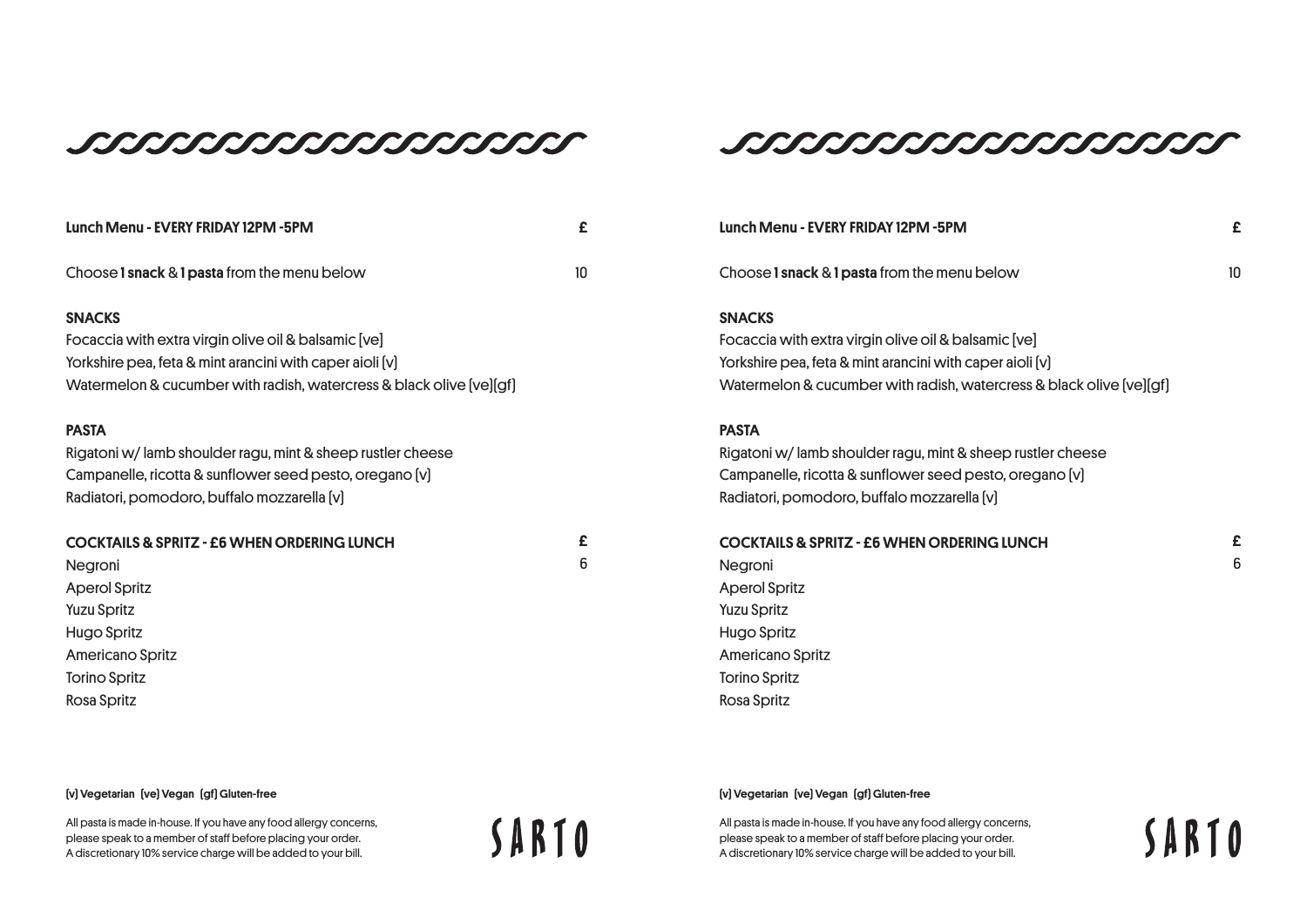| Lunch Menu - EVERY FRIDAY 12PM -5PM | £ |
| --- | --- |
| Choose **1 snack** & **1 pasta** from the menu below | 10 |

**SNACKS**

Focaccia with extra virgin olive oil & balsamic [ve]
Yorkshire pea, feta & mint arancini with caper aioli [v]
Watermelon & cucumber with radish, watercress & black olive [ve][gf]

**PASTA**

Rigatoni w/ lamb shoulder ragu, mint & sheep rustler cheese
Campanelle, ricotta & sunflower seed pesto, oregano [v]
Radiatori, pomodoro, buffalo mozzarella [v]

| COCKTAILS & SPRITZ - £6 WHEN ORDERING LUNCH | £ |
| --- | --- |
| Negroni | 6 |
| Aperol Spritz | |
| Yuzu Spritz | |
| Hugo Spritz | |
| Americano Spritz | |
| Torino Spritz | |
| Rosa Spritz | |

**[v] Vegetarian [ve] Vegan [gf] Gluten-free**

All pasta is made in-house. If you have any food allergy concerns, please speak to a member of staff before placing your order.
A discretionary 10% service charge will be added to your bill.

SARTO

| Lunch Menu - EVERY FRIDAY 12PM -5PM | £ |
| --- | --- |
| Choose **1 snack** & **1 pasta** from the menu below | 10 |

**SNACKS**

Focaccia with extra virgin olive oil & balsamic [ve]
Yorkshire pea, feta & mint arancini with caper aioli [v]
Watermelon & cucumber with radish, watercress & black olive [ve][gf]

**PASTA**

Rigatoni w/ lamb shoulder ragu, mint & sheep rustler cheese
Campanelle, ricotta & sunflower seed pesto, oregano [v]
Radiatori, pomodoro, buffalo mozzarella [v]

| COCKTAILS & SPRITZ - £6 WHEN ORDERING LUNCH | £ |
| --- | --- |
| Negroni | 6 |
| Aperol Spritz | |
| Yuzu Spritz | |
| Hugo Spritz | |
| Americano Spritz | |
| Torino Spritz | |
| Rosa Spritz | |

**[v] Vegetarian [ve] Vegan [gf] Gluten-free**

All pasta is made in-house. If you have any food allergy concerns, please speak to a member of staff before placing your order.
A discretionary 10% service charge will be added to your bill.

SARTO